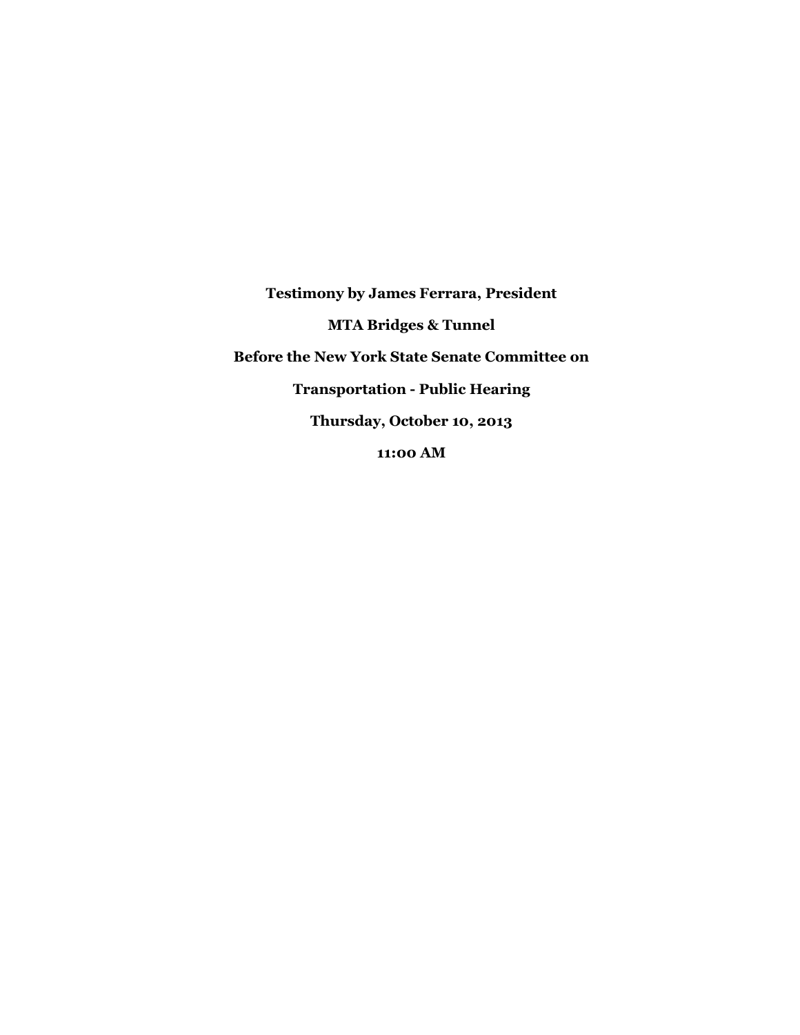**Testimony by James Ferrara, President**

**MTA Bridges & Tunnel**

**Before the New York State Senate Committee on**

**Transportation - Public Hearing**

**Thursday, October 10, 2013**

**11:00 AM**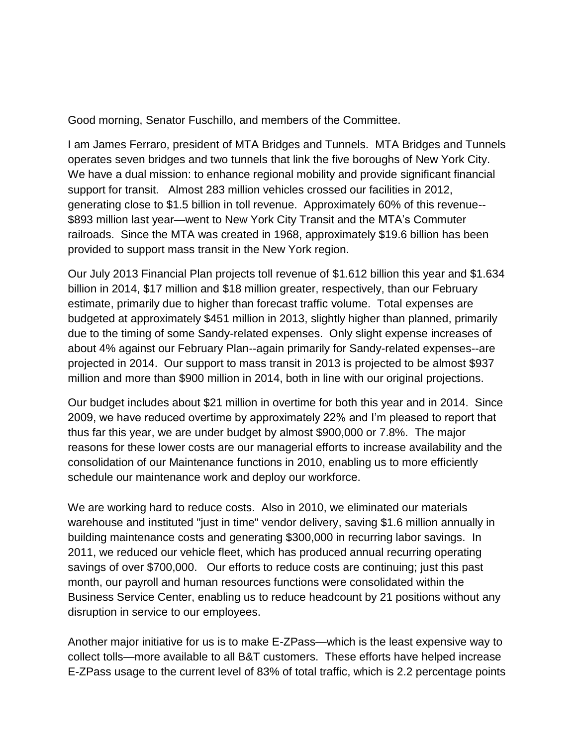Good morning, Senator Fuschillo, and members of the Committee.

I am James Ferraro, president of MTA Bridges and Tunnels. MTA Bridges and Tunnels operates seven bridges and two tunnels that link the five boroughs of New York City. We have a dual mission: to enhance regional mobility and provide significant financial support for transit. Almost 283 million vehicles crossed our facilities in 2012, generating close to $1.5 billion in toll revenue. Approximately 60% of this revenue--$893 million last year—went to New York City Transit and the MTA's Commuter railroads. Since the MTA was created in 1968, approximately $19.6 billion has been provided to support mass transit in the New York region.

Our July 2013 Financial Plan projects toll revenue of $1.612 billion this year and $1.634 billion in 2014, $17 million and $18 million greater, respectively, than our February estimate, primarily due to higher than forecast traffic volume. Total expenses are budgeted at approximately $451 million in 2013, slightly higher than planned, primarily due to the timing of some Sandy-related expenses. Only slight expense increases of about 4% against our February Plan--again primarily for Sandy-related expenses--are projected in 2014. Our support to mass transit in 2013 is projected to be almost $937 million and more than $900 million in 2014, both in line with our original projections.

Our budget includes about $21 million in overtime for both this year and in 2014. Since 2009, we have reduced overtime by approximately 22% and I'm pleased to report that thus far this year, we are under budget by almost $900,000 or 7.8%. The major reasons for these lower costs are our managerial efforts to increase availability and the consolidation of our Maintenance functions in 2010, enabling us to more efficiently schedule our maintenance work and deploy our workforce.

We are working hard to reduce costs. Also in 2010, we eliminated our materials warehouse and instituted "just in time" vendor delivery, saving $1.6 million annually in building maintenance costs and generating $300,000 in recurring labor savings. In 2011, we reduced our vehicle fleet, which has produced annual recurring operating savings of over $700,000. Our efforts to reduce costs are continuing; just this past month, our payroll and human resources functions were consolidated within the Business Service Center, enabling us to reduce headcount by 21 positions without any disruption in service to our employees.

Another major initiative for us is to make E-ZPass—which is the least expensive way to collect tolls—more available to all B&T customers. These efforts have helped increase E-ZPass usage to the current level of 83% of total traffic, which is 2.2 percentage points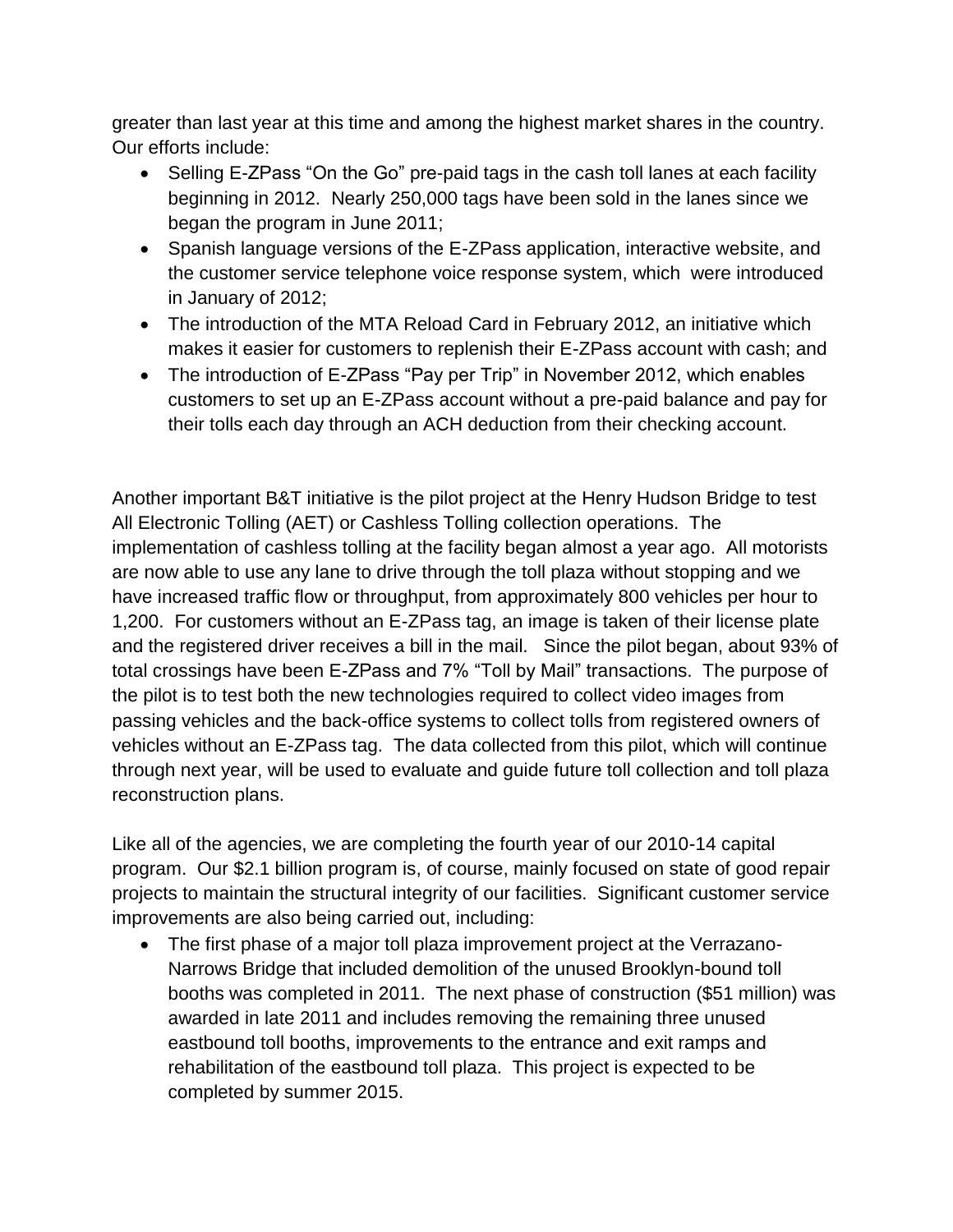greater than last year at this time and among the highest market shares in the country. Our efforts include:

- Selling E-ZPass “On the Go” pre-paid tags in the cash toll lanes at each facility beginning in 2012. Nearly 250,000 tags have been sold in the lanes since we began the program in June 2011;
- Spanish language versions of the E-ZPass application, interactive website, and the customer service telephone voice response system, which were introduced in January of 2012;
- The introduction of the MTA Reload Card in February 2012, an initiative which makes it easier for customers to replenish their E-ZPass account with cash; and
- The introduction of E-ZPass “Pay per Trip” in November 2012, which enables customers to set up an E-ZPass account without a pre-paid balance and pay for their tolls each day through an ACH deduction from their checking account.

Another important B&T initiative is the pilot project at the Henry Hudson Bridge to test All Electronic Tolling (AET) or Cashless Tolling collection operations. The implementation of cashless tolling at the facility began almost a year ago. All motorists are now able to use any lane to drive through the toll plaza without stopping and we have increased traffic flow or throughput, from approximately 800 vehicles per hour to 1,200. For customers without an E-ZPass tag, an image is taken of their license plate and the registered driver receives a bill in the mail. Since the pilot began, about 93% of total crossings have been E-ZPass and 7% “Toll by Mail” transactions. The purpose of the pilot is to test both the new technologies required to collect video images from passing vehicles and the back-office systems to collect tolls from registered owners of vehicles without an E-ZPass tag. The data collected from this pilot, which will continue through next year, will be used to evaluate and guide future toll collection and toll plaza reconstruction plans.

Like all of the agencies, we are completing the fourth year of our 2010-14 capital program. Our $2.1 billion program is, of course, mainly focused on state of good repair projects to maintain the structural integrity of our facilities. Significant customer service improvements are also being carried out, including:

- The first phase of a major toll plaza improvement project at the Verrazano-Narrows Bridge that included demolition of the unused Brooklyn-bound toll booths was completed in 2011. The next phase of construction ($51 million) was awarded in late 2011 and includes removing the remaining three unused eastbound toll booths, improvements to the entrance and exit ramps and rehabilitation of the eastbound toll plaza. This project is expected to be completed by summer 2015.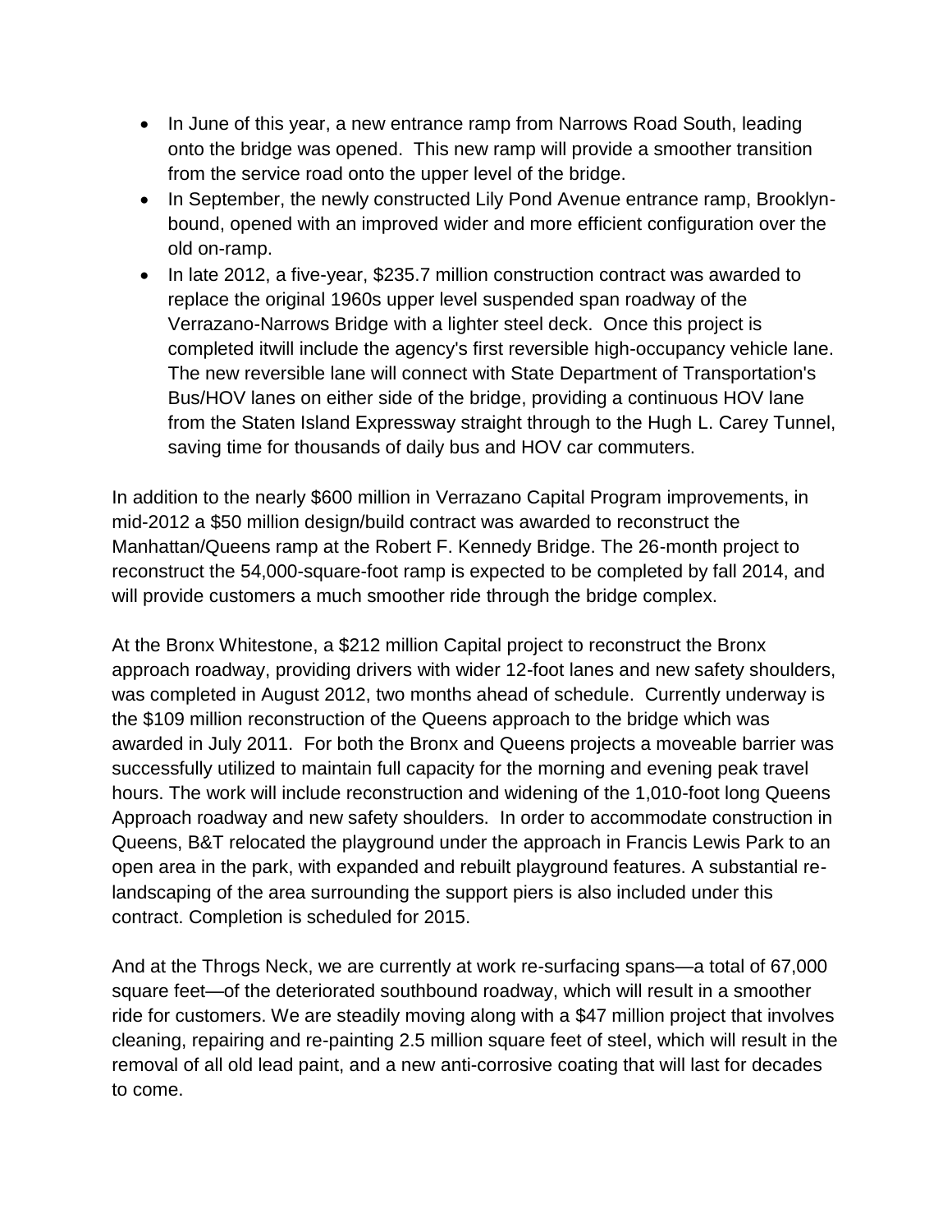- In June of this year, a new entrance ramp from Narrows Road South, leading onto the bridge was opened. This new ramp will provide a smoother transition from the service road onto the upper level of the bridge.
- In September, the newly constructed Lily Pond Avenue entrance ramp, Brooklyn-bound, opened with an improved wider and more efficient configuration over the old on-ramp.
- In late 2012, a five-year, $235.7 million construction contract was awarded to replace the original 1960s upper level suspended span roadway of the Verrazano-Narrows Bridge with a lighter steel deck. Once this project is completed itwill include the agency's first reversible high-occupancy vehicle lane. The new reversible lane will connect with State Department of Transportation's Bus/HOV lanes on either side of the bridge, providing a continuous HOV lane from the Staten Island Expressway straight through to the Hugh L. Carey Tunnel, saving time for thousands of daily bus and HOV car commuters.

In addition to the nearly $600 million in Verrazano Capital Program improvements, in mid-2012 a $50 million design/build contract was awarded to reconstruct the Manhattan/Queens ramp at the Robert F. Kennedy Bridge. The 26-month project to reconstruct the 54,000-square-foot ramp is expected to be completed by fall 2014, and will provide customers a much smoother ride through the bridge complex.

At the Bronx Whitestone, a $212 million Capital project to reconstruct the Bronx approach roadway, providing drivers with wider 12-foot lanes and new safety shoulders, was completed in August 2012, two months ahead of schedule. Currently underway is the $109 million reconstruction of the Queens approach to the bridge which was awarded in July 2011. For both the Bronx and Queens projects a moveable barrier was successfully utilized to maintain full capacity for the morning and evening peak travel hours. The work will include reconstruction and widening of the 1,010-foot long Queens Approach roadway and new safety shoulders. In order to accommodate construction in Queens, B&T relocated the playground under the approach in Francis Lewis Park to an open area in the park, with expanded and rebuilt playground features. A substantial re-landscaping of the area surrounding the support piers is also included under this contract. Completion is scheduled for 2015.

And at the Throgs Neck, we are currently at work re-surfacing spans—a total of 67,000 square feet—of the deteriorated southbound roadway, which will result in a smoother ride for customers. We are steadily moving along with a $47 million project that involves cleaning, repairing and re-painting 2.5 million square feet of steel, which will result in the removal of all old lead paint, and a new anti-corrosive coating that will last for decades to come.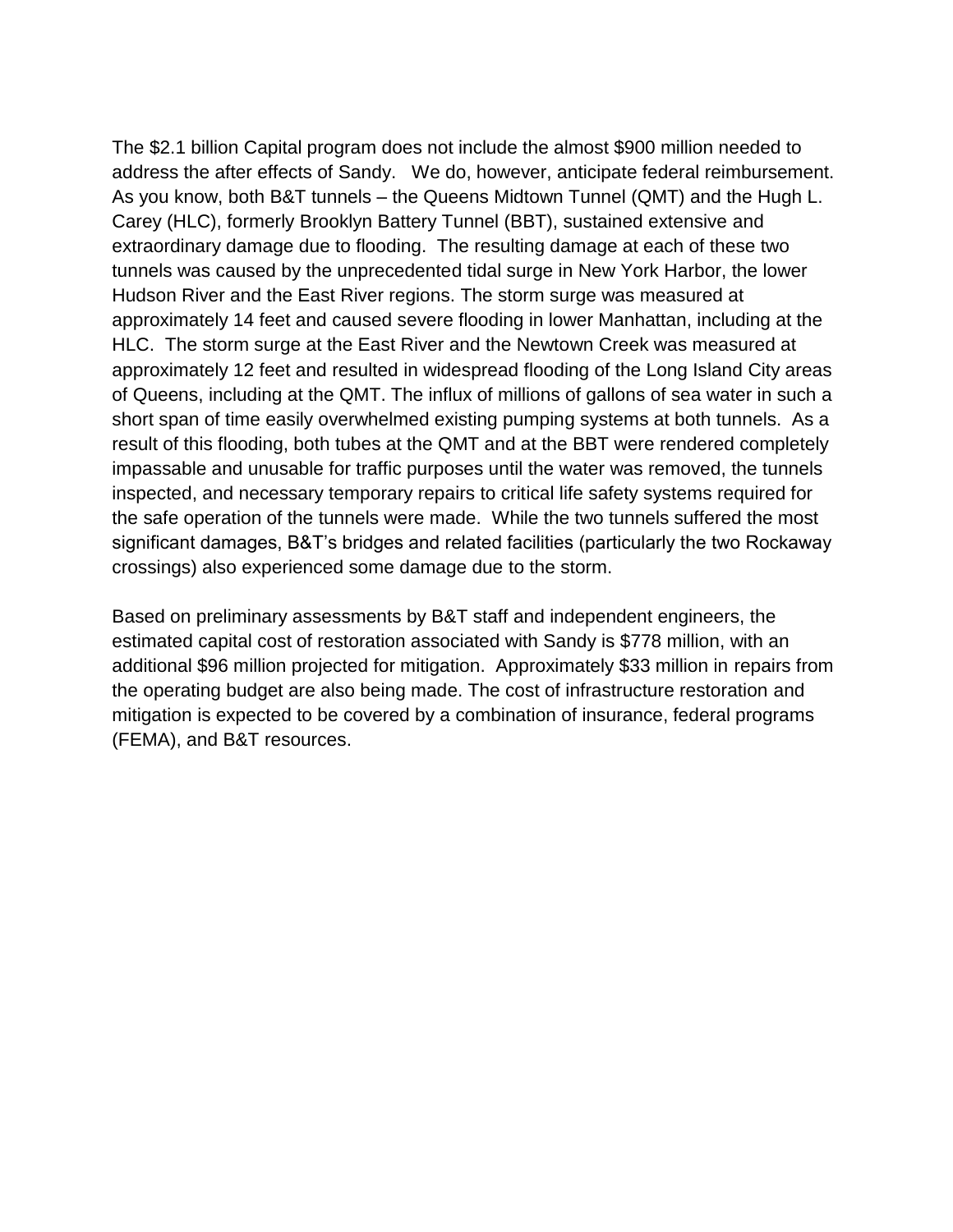The $2.1 billion Capital program does not include the almost $900 million needed to address the after effects of Sandy. We do, however, anticipate federal reimbursement. As you know, both B&T tunnels – the Queens Midtown Tunnel (QMT) and the Hugh L. Carey (HLC), formerly Brooklyn Battery Tunnel (BBT), sustained extensive and extraordinary damage due to flooding. The resulting damage at each of these two tunnels was caused by the unprecedented tidal surge in New York Harbor, the lower Hudson River and the East River regions. The storm surge was measured at approximately 14 feet and caused severe flooding in lower Manhattan, including at the HLC. The storm surge at the East River and the Newtown Creek was measured at approximately 12 feet and resulted in widespread flooding of the Long Island City areas of Queens, including at the QMT. The influx of millions of gallons of sea water in such a short span of time easily overwhelmed existing pumping systems at both tunnels. As a result of this flooding, both tubes at the QMT and at the BBT were rendered completely impassable and unusable for traffic purposes until the water was removed, the tunnels inspected, and necessary temporary repairs to critical life safety systems required for the safe operation of the tunnels were made. While the two tunnels suffered the most significant damages, B&T's bridges and related facilities (particularly the two Rockaway crossings) also experienced some damage due to the storm.

Based on preliminary assessments by B&T staff and independent engineers, the estimated capital cost of restoration associated with Sandy is $778 million, with an additional $96 million projected for mitigation. Approximately $33 million in repairs from the operating budget are also being made. The cost of infrastructure restoration and mitigation is expected to be covered by a combination of insurance, federal programs (FEMA), and B&T resources.